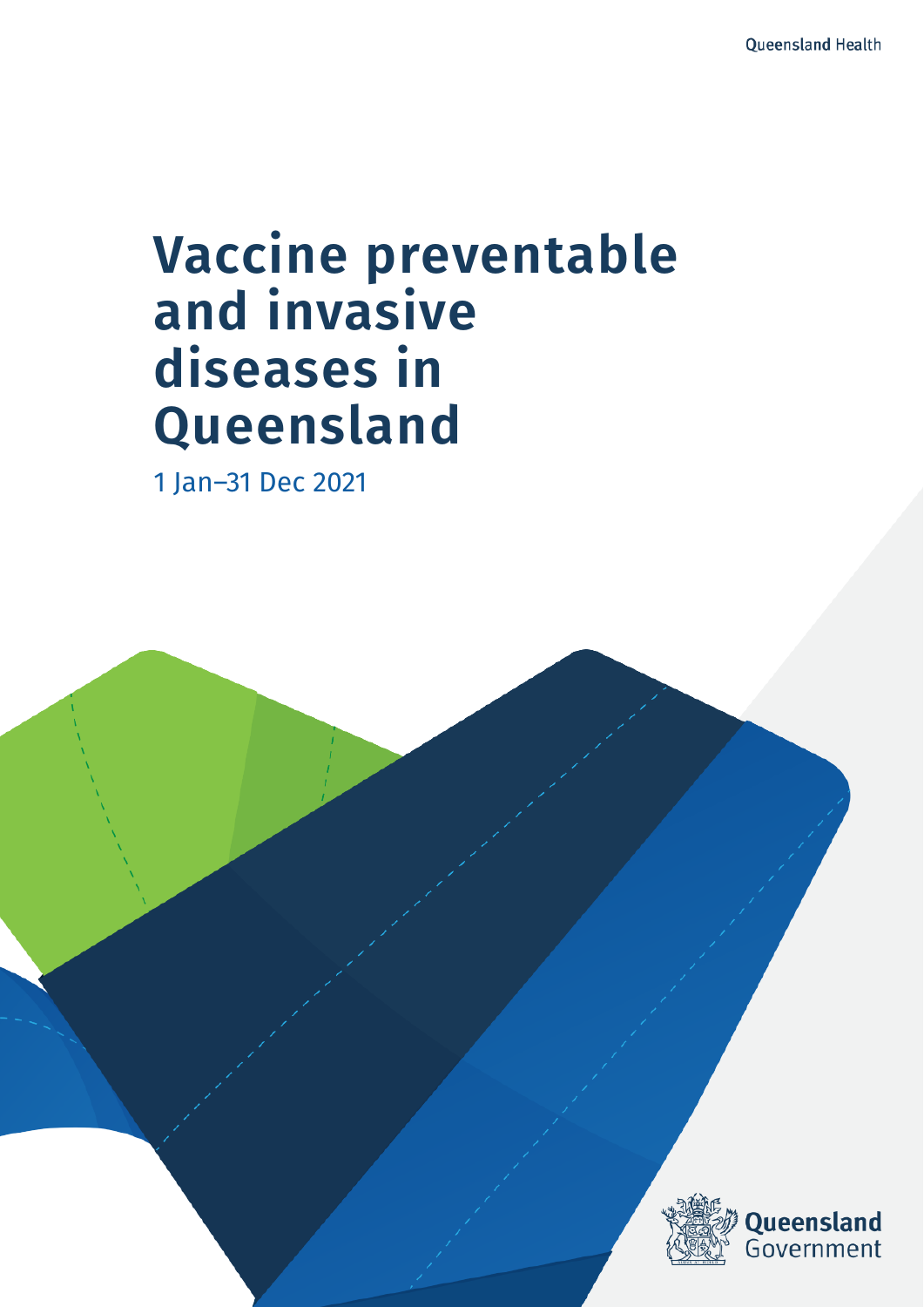Queensland Health

# Vaccine preventable and invasive diseases in Queensland

1 Jan–31 Dec 2021

Queensland Government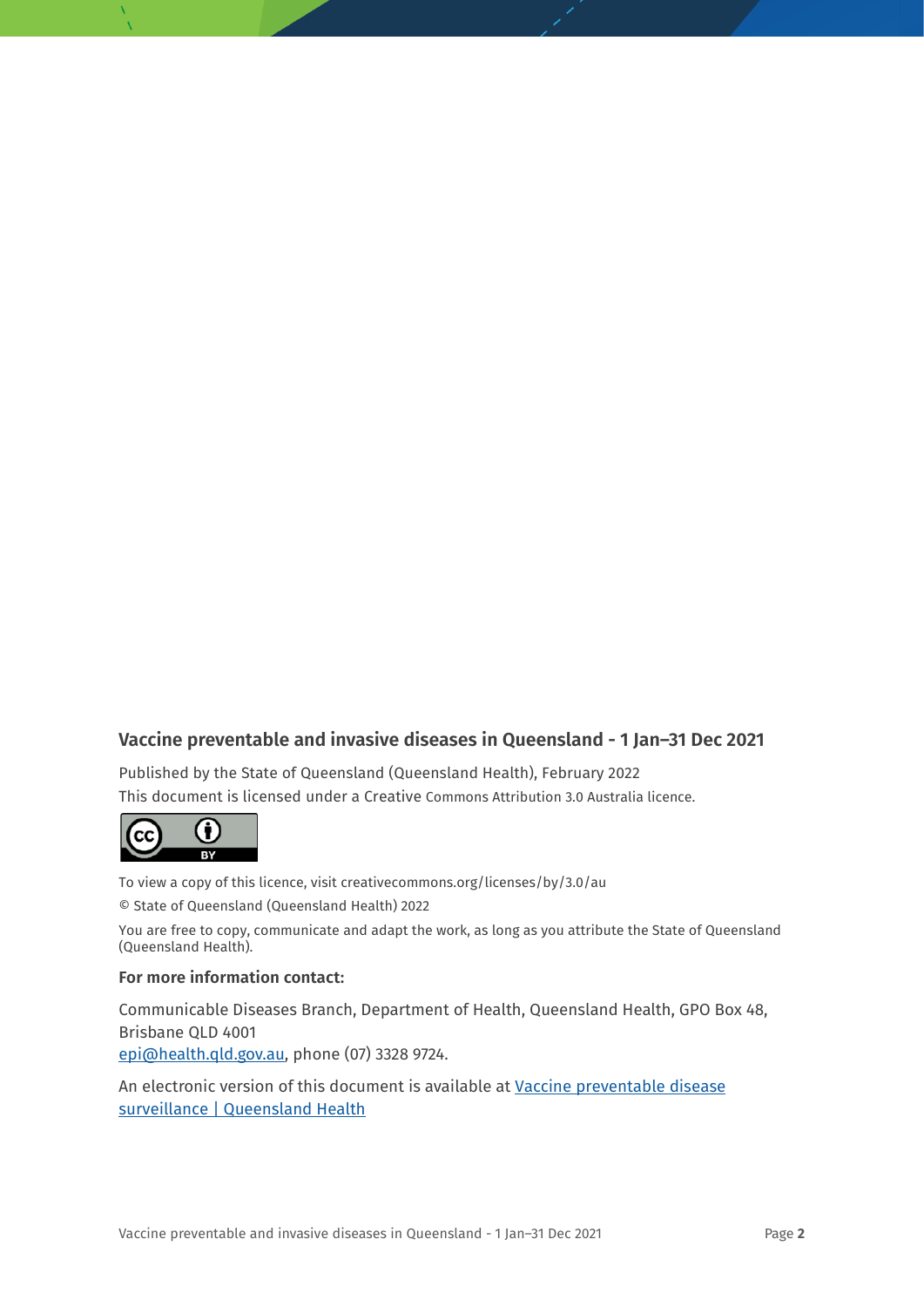**Vaccine preventable and invasive diseases in Queensland - 1 Jan–31 Dec 2021**

Published by the State of Queensland (Queensland Health), February 2022

This document is licensed under a Creative Commons Attribution 3.0 Australia licence.

To view a copy of this licence, visit creativecommons.org/licenses/by/3.0/au

© State of Queensland (Queensland Health) 2022

You are free to copy, communicate and adapt the work, as long as you attribute the State of Queensland (Queensland Health).

**For more information contact:**

Communicable Diseases Branch, Department of Health, Queensland Health, GPO Box 48, Brisbane QLD 4001
epi@health.qld.gov.au, phone (07) 3328 9724.

An electronic version of this document is available at Vaccine preventable disease surveillance | Queensland Health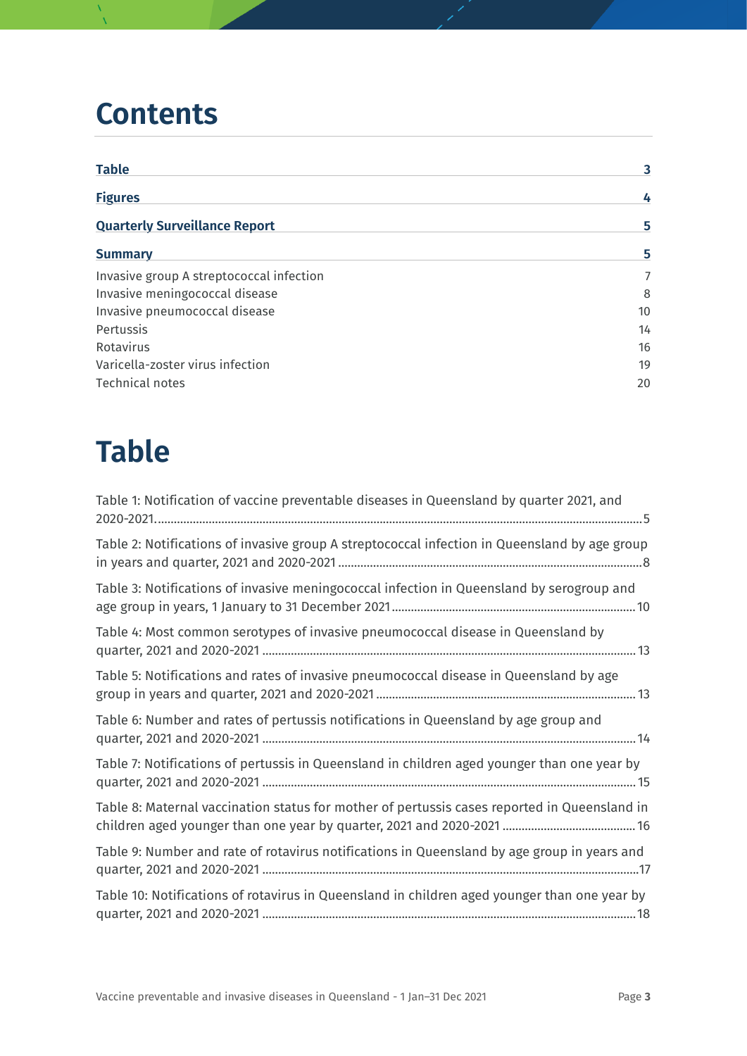# Contents

| | |
|---|---|
| **Table** | **3** |
| **Figures** | **4** |
| **Quarterly Surveillance Report** | **5** |
| **Summary** | **5** |
| Invasive group A streptococcal infection | 7 |
| Invasive meningococcal disease | 8 |
| Invasive pneumococcal disease | 10 |
| Pertussis | 14 |
| Rotavirus | 16 |
| Varicella-zoster virus infection | 19 |
| Technical notes | 20 |

# Table

Table 1: Notification of vaccine preventable diseases in Queensland by quarter 2021, and 2020-2021 ........ 5

Table 2: Notifications of invasive group A streptococcal infection in Queensland by age group in years and quarter, 2021 and 2020-2021 ........ 8

Table 3: Notifications of invasive meningococcal infection in Queensland by serogroup and age group in years, 1 January to 31 December 2021 ........ 10

Table 4: Most common serotypes of invasive pneumococcal disease in Queensland by quarter, 2021 and 2020-2021 ........ 13

Table 5: Notifications and rates of invasive pneumococcal disease in Queensland by age group in years and quarter, 2021 and 2020-2021 ........ 13

Table 6: Number and rates of pertussis notifications in Queensland by age group and quarter, 2021 and 2020-2021 ........ 14

Table 7: Notifications of pertussis in Queensland in children aged younger than one year by quarter, 2021 and 2020-2021 ........ 15

Table 8: Maternal vaccination status for mother of pertussis cases reported in Queensland in children aged younger than one year by quarter, 2021 and 2020-2021 ........ 16

Table 9: Number and rate of rotavirus notifications in Queensland by age group in years and quarter, 2021 and 2020-2021 ........ 17

Table 10: Notifications of rotavirus in Queensland in children aged younger than one year by quarter, 2021 and 2020-2021 ........ 18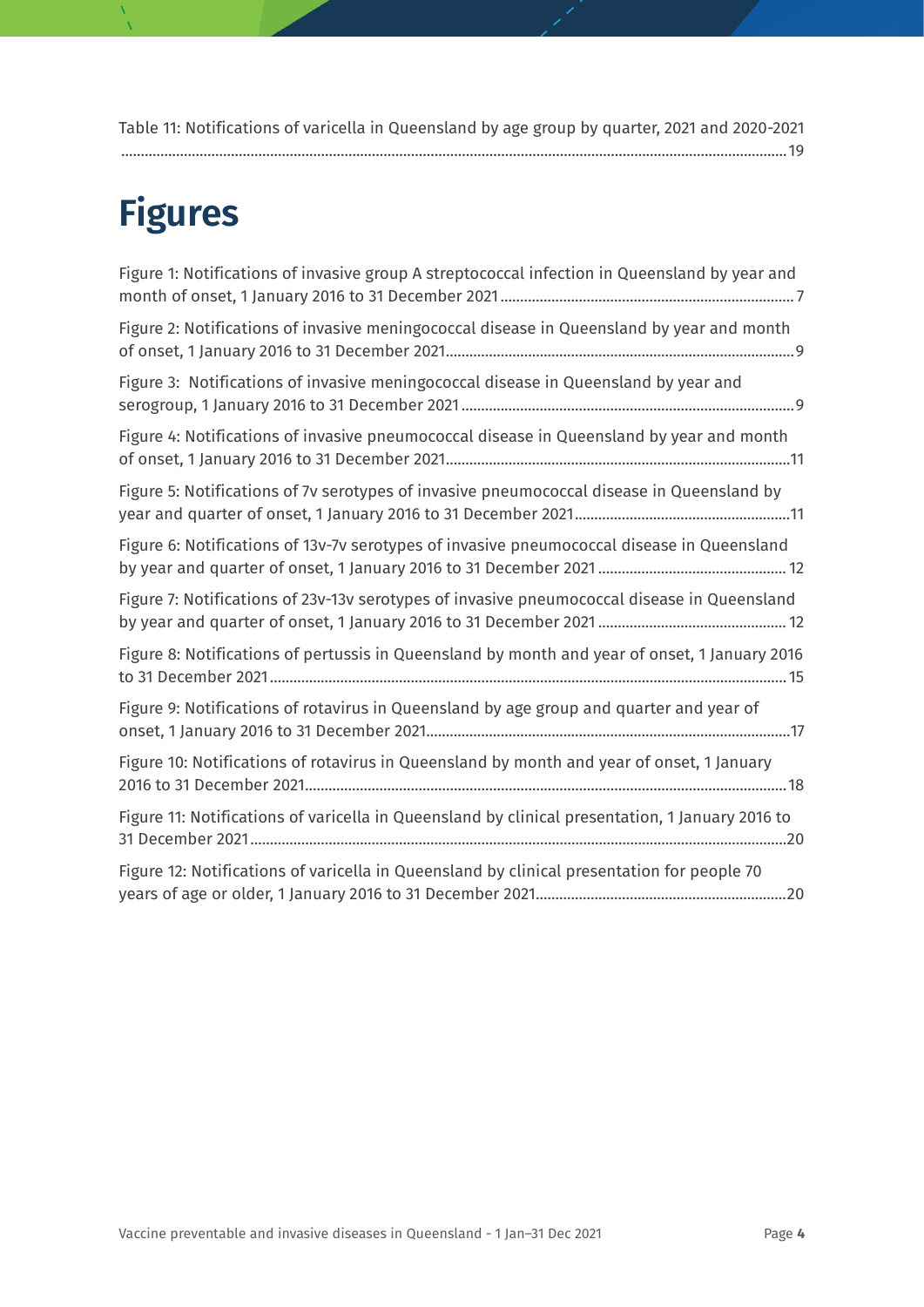Table 11: Notifications of varicella in Queensland by age group by quarter, 2021 and 2020-2021 ........................................................................................................................................................ 19

# Figures

Figure 1: Notifications of invasive group A streptococcal infection in Queensland by year and month of onset, 1 January 2016 to 31 December 2021 ........................................................................... 7

Figure 2: Notifications of invasive meningococcal disease in Queensland by year and month of onset, 1 January 2016 to 31 December 2021 ........................................................................................ 9

Figure 3: Notifications of invasive meningococcal disease in Queensland by year and serogroup, 1 January 2016 to 31 December 2021 ..................................................................................... 9

Figure 4: Notifications of invasive pneumococcal disease in Queensland by year and month of onset, 1 January 2016 to 31 December 2021 ........................................................................................ 11

Figure 5: Notifications of 7v serotypes of invasive pneumococcal disease in Queensland by year and quarter of onset, 1 January 2016 to 31 December 2021 ....................................................... 11

Figure 6: Notifications of 13v-7v serotypes of invasive pneumococcal disease in Queensland by year and quarter of onset, 1 January 2016 to 31 December 2021 ................................................ 12

Figure 7: Notifications of 23v-13v serotypes of invasive pneumococcal disease in Queensland by year and quarter of onset, 1 January 2016 to 31 December 2021 ................................................ 12

Figure 8: Notifications of pertussis in Queensland by month and year of onset, 1 January 2016 to 31 December 2021 ................................................................................................................................ 15

Figure 9: Notifications of rotavirus in Queensland by age group and quarter and year of onset, 1 January 2016 to 31 December 2021 ........................................................................................ 17

Figure 10: Notifications of rotavirus in Queensland by month and year of onset, 1 January 2016 to 31 December 2021 ........................................................................................................................ 18

Figure 11: Notifications of varicella in Queensland by clinical presentation, 1 January 2016 to 31 December 2021 ........................................................................................................................................ 20

Figure 12: Notifications of varicella in Queensland by clinical presentation for people 70 years of age or older, 1 January 2016 to 31 December 2021 ................................................................ 20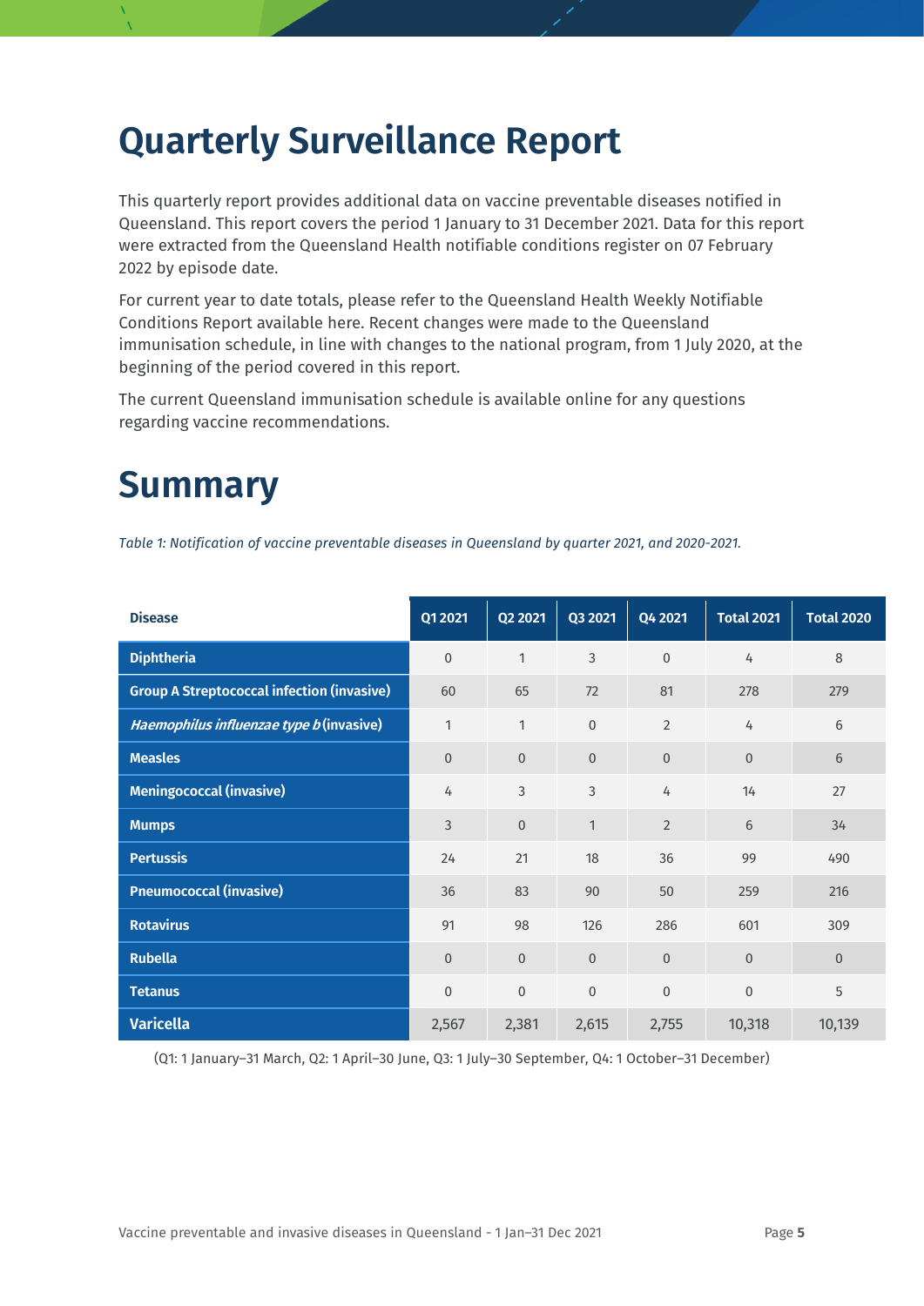# Quarterly Surveillance Report

This quarterly report provides additional data on vaccine preventable diseases notified in Queensland. This report covers the period 1 January to 31 December 2021. Data for this report were extracted from the Queensland Health notifiable conditions register on 07 February 2022 by episode date.

For current year to date totals, please refer to the Queensland Health Weekly Notifiable Conditions Report available here. Recent changes were made to the Queensland immunisation schedule, in line with changes to the national program, from 1 July 2020, at the beginning of the period covered in this report.

The current Queensland immunisation schedule is available online for any questions regarding vaccine recommendations.

# Summary

*Table 1: Notification of vaccine preventable diseases in Queensland by quarter 2021, and 2020-2021.*

| Disease | Q1 2021 | Q2 2021 | Q3 2021 | Q4 2021 | Total 2021 | Total 2020 |
|---|---|---|---|---|---|---|
| **Diphtheria** | 0 | 1 | 3 | 0 | 4 | 8 |
| **Group A Streptococcal infection (invasive)** | 60 | 65 | 72 | 81 | 278 | 279 |
| ***Haemophilus influenzae type b* (invasive)** | 1 | 1 | 0 | 2 | 4 | 6 |
| **Measles** | 0 | 0 | 0 | 0 | 0 | 6 |
| **Meningococcal (invasive)** | 4 | 3 | 3 | 4 | 14 | 27 |
| **Mumps** | 3 | 0 | 1 | 2 | 6 | 34 |
| **Pertussis** | 24 | 21 | 18 | 36 | 99 | 490 |
| **Pneumococcal (invasive)** | 36 | 83 | 90 | 50 | 259 | 216 |
| **Rotavirus** | 91 | 98 | 126 | 286 | 601 | 309 |
| **Rubella** | 0 | 0 | 0 | 0 | 0 | 0 |
| **Tetanus** | 0 | 0 | 0 | 0 | 0 | 5 |
| **Varicella** | 2,567 | 2,381 | 2,615 | 2,755 | 10,318 | 10,139 |

(Q1: 1 January–31 March, Q2: 1 April–30 June, Q3: 1 July–30 September, Q4: 1 October–31 December)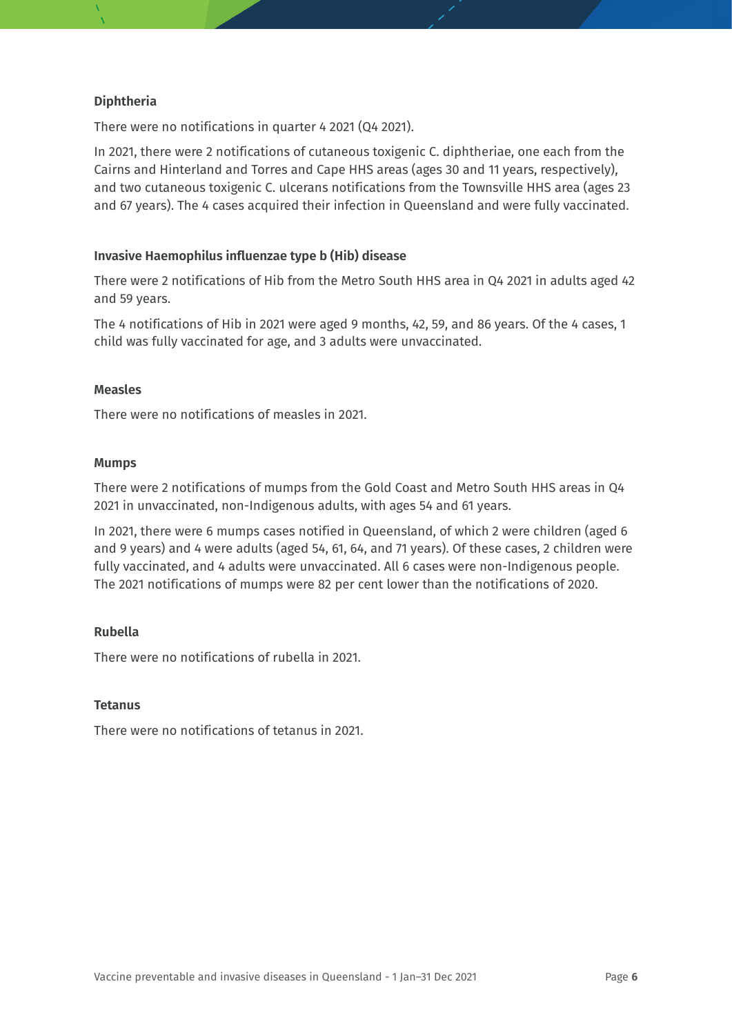### Diphtheria

There were no notifications in quarter 4 2021 (Q4 2021).

In 2021, there were 2 notifications of cutaneous toxigenic C. diphtheriae, one each from the Cairns and Hinterland and Torres and Cape HHS areas (ages 30 and 11 years, respectively), and two cutaneous toxigenic C. ulcerans notifications from the Townsville HHS area (ages 23 and 67 years). The 4 cases acquired their infection in Queensland and were fully vaccinated.

### Invasive Haemophilus influenzae type b (Hib) disease

There were 2 notifications of Hib from the Metro South HHS area in Q4 2021 in adults aged 42 and 59 years.

The 4 notifications of Hib in 2021 were aged 9 months, 42, 59, and 86 years. Of the 4 cases, 1 child was fully vaccinated for age, and 3 adults were unvaccinated.

### Measles

There were no notifications of measles in 2021.

### Mumps

There were 2 notifications of mumps from the Gold Coast and Metro South HHS areas in Q4 2021 in unvaccinated, non-Indigenous adults, with ages 54 and 61 years.

In 2021, there were 6 mumps cases notified in Queensland, of which 2 were children (aged 6 and 9 years) and 4 were adults (aged 54, 61, 64, and 71 years). Of these cases, 2 children were fully vaccinated, and 4 adults were unvaccinated. All 6 cases were non-Indigenous people. The 2021 notifications of mumps were 82 per cent lower than the notifications of 2020.

### Rubella

There were no notifications of rubella in 2021.

### Tetanus

There were no notifications of tetanus in 2021.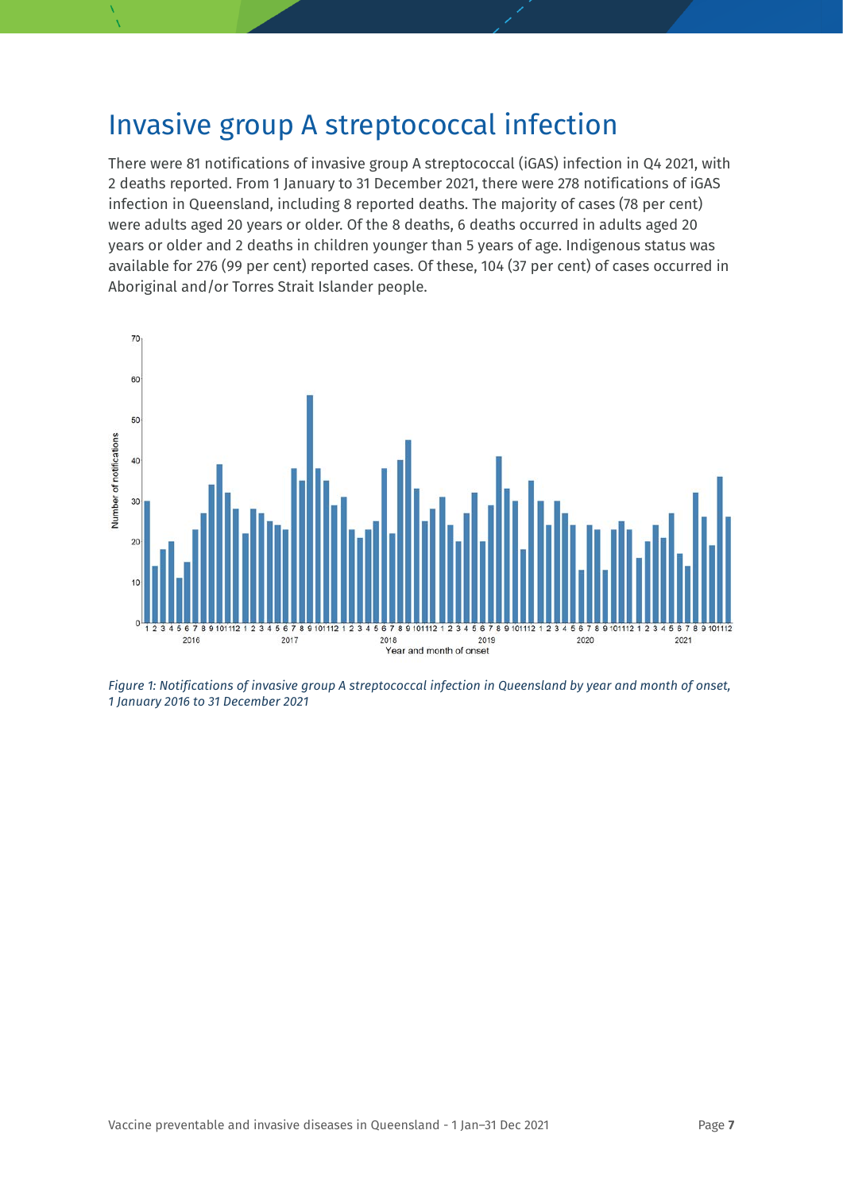# Invasive group A streptococcal infection

There were 81 notifications of invasive group A streptococcal (iGAS) infection in Q4 2021, with 2 deaths reported. From 1 January to 31 December 2021, there were 278 notifications of iGAS infection in Queensland, including 8 reported deaths. The majority of cases (78 per cent) were adults aged 20 years or older. Of the 8 deaths, 6 deaths occurred in adults aged 20 years or older and 2 deaths in children younger than 5 years of age. Indigenous status was available for 276 (99 per cent) reported cases. Of these, 104 (37 per cent) of cases occurred in Aboriginal and/or Torres Strait Islander people.

*Figure 1: Notifications of invasive group A streptococcal infection in Queensland by year and month of onset, 1 January 2016 to 31 December 2021*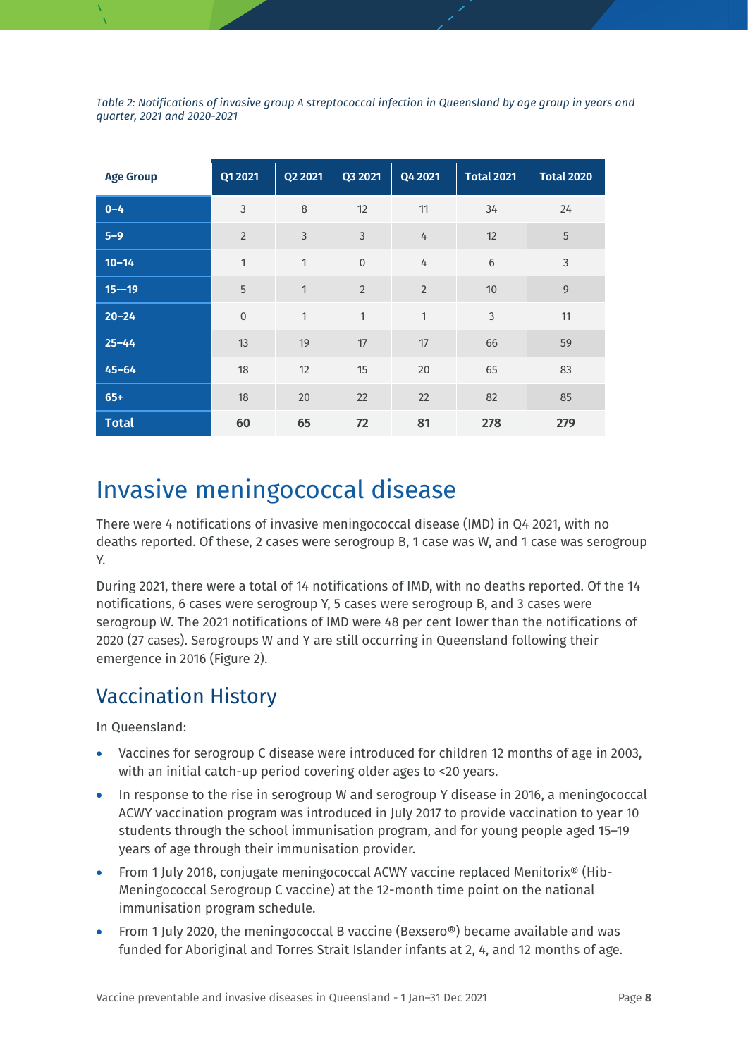*Table 2: Notifications of invasive group A streptococcal infection in Queensland by age group in years and quarter, 2021 and 2020-2021*

| Age Group | Q1 2021 | Q2 2021 | Q3 2021 | Q4 2021 | Total 2021 | Total 2020 |
|---|---|---|---|---|---|---|
| 0–4 | 3 | 8 | 12 | 11 | 34 | 24 |
| 5–9 | 2 | 3 | 3 | 4 | 12 | 5 |
| 10–14 | 1 | 1 | 0 | 4 | 6 | 3 |
| 15-–19 | 5 | 1 | 2 | 2 | 10 | 9 |
| 20–24 | 0 | 1 | 1 | 1 | 3 | 11 |
| 25–44 | 13 | 19 | 17 | 17 | 66 | 59 |
| 45–64 | 18 | 12 | 15 | 20 | 65 | 83 |
| 65+ | 18 | 20 | 22 | 22 | 82 | 85 |
| **Total** | **60** | **65** | **72** | **81** | **278** | **279** |

# Invasive meningococcal disease

There were 4 notifications of invasive meningococcal disease (IMD) in Q4 2021, with no deaths reported. Of these, 2 cases were serogroup B, 1 case was W, and 1 case was serogroup Y.

During 2021, there were a total of 14 notifications of IMD, with no deaths reported. Of the 14 notifications, 6 cases were serogroup Y, 5 cases were serogroup B, and 3 cases were serogroup W. The 2021 notifications of IMD were 48 per cent lower than the notifications of 2020 (27 cases). Serogroups W and Y are still occurring in Queensland following their emergence in 2016 (Figure 2).

## Vaccination History

In Queensland:

- Vaccines for serogroup C disease were introduced for children 12 months of age in 2003, with an initial catch-up period covering older ages to <20 years.
- In response to the rise in serogroup W and serogroup Y disease in 2016, a meningococcal ACWY vaccination program was introduced in July 2017 to provide vaccination to year 10 students through the school immunisation program, and for young people aged 15–19 years of age through their immunisation provider.
- From 1 July 2018, conjugate meningococcal ACWY vaccine replaced Menitorix® (Hib-Meningococcal Serogroup C vaccine) at the 12-month time point on the national immunisation program schedule.
- From 1 July 2020, the meningococcal B vaccine (Bexsero®) became available and was funded for Aboriginal and Torres Strait Islander infants at 2, 4, and 12 months of age.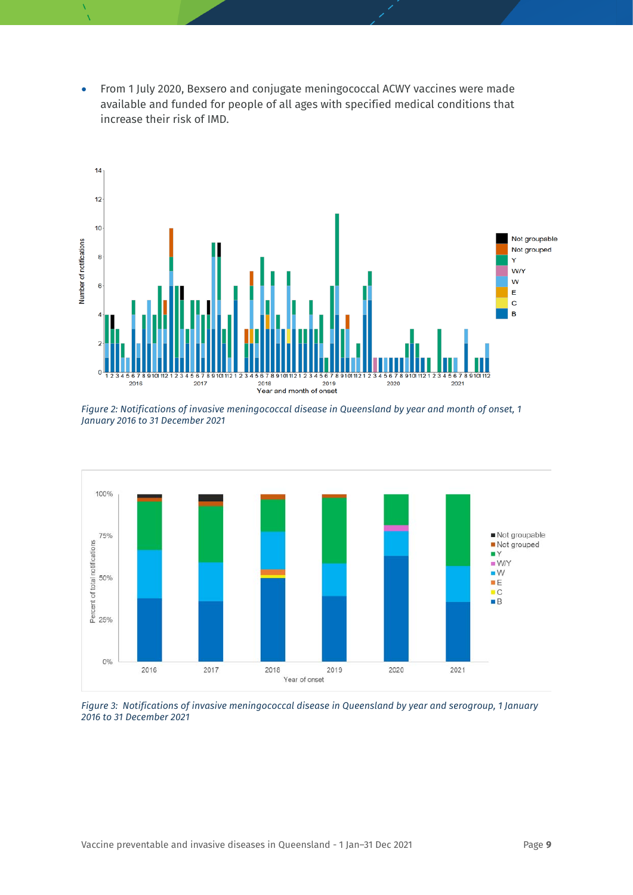- From 1 July 2020, Bexsero and conjugate meningococcal ACWY vaccines were made available and funded for people of all ages with specified medical conditions that increase their risk of IMD.

*Figure 2: Notifications of invasive meningococcal disease in Queensland by year and month of onset, 1 January 2016 to 31 December 2021*

*Figure 3: Notifications of invasive meningococcal disease in Queensland by year and serogroup, 1 January 2016 to 31 December 2021*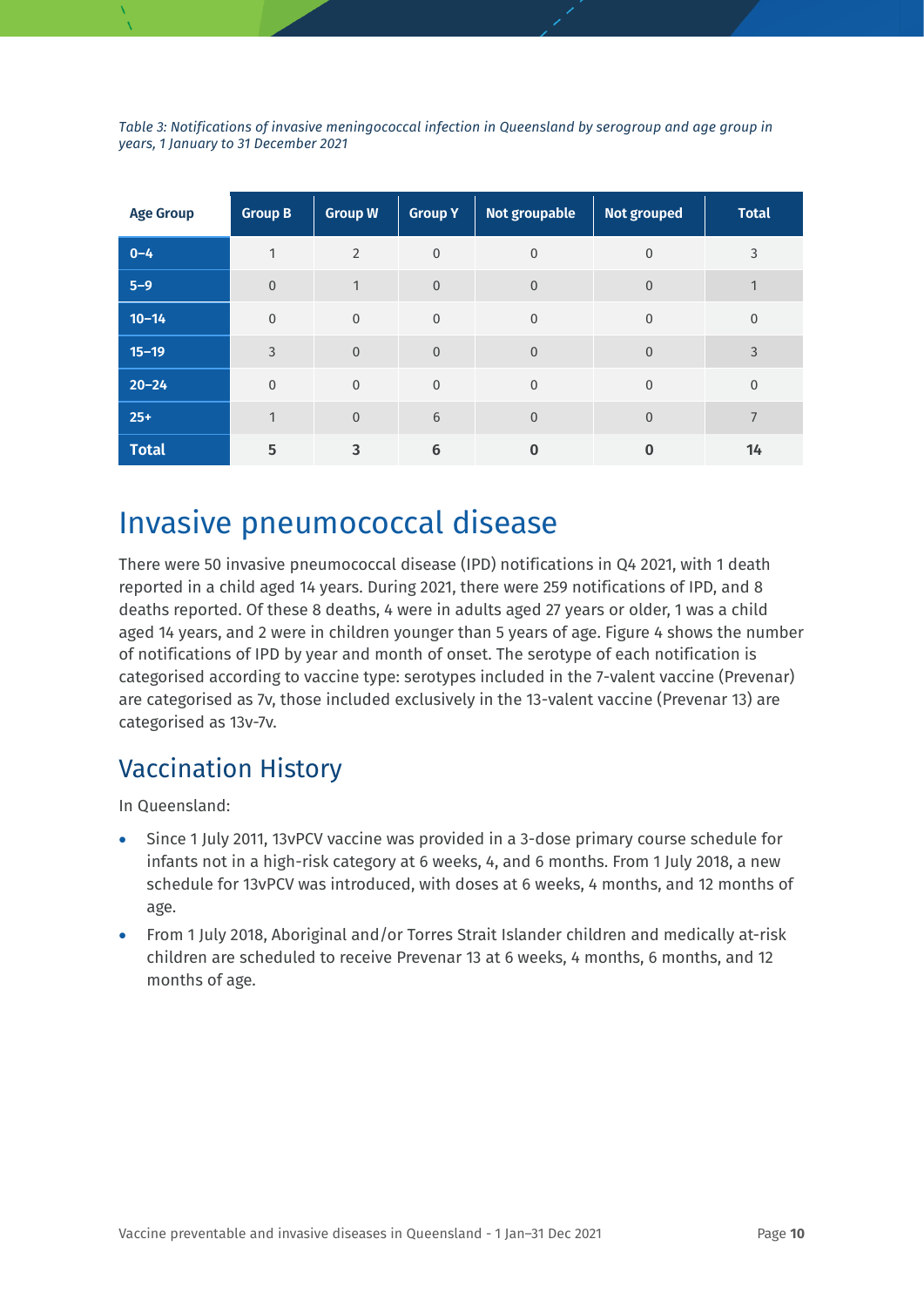*Table 3: Notifications of invasive meningococcal infection in Queensland by serogroup and age group in years, 1 January to 31 December 2021*

| Age Group | Group B | Group W | Group Y | Not groupable | Not grouped | Total |
|---|---|---|---|---|---|---|
| 0–4 | 1 | 2 | 0 | 0 | 0 | 3 |
| 5–9 | 0 | 1 | 0 | 0 | 0 | 1 |
| 10–14 | 0 | 0 | 0 | 0 | 0 | 0 |
| 15–19 | 3 | 0 | 0 | 0 | 0 | 3 |
| 20–24 | 0 | 0 | 0 | 0 | 0 | 0 |
| 25+ | 1 | 0 | 6 | 0 | 0 | 7 |
| **Total** | **5** | **3** | **6** | **0** | **0** | **14** |

# Invasive pneumococcal disease

There were 50 invasive pneumococcal disease (IPD) notifications in Q4 2021, with 1 death reported in a child aged 14 years. During 2021, there were 259 notifications of IPD, and 8 deaths reported. Of these 8 deaths, 4 were in adults aged 27 years or older, 1 was a child aged 14 years, and 2 were in children younger than 5 years of age. Figure 4 shows the number of notifications of IPD by year and month of onset. The serotype of each notification is categorised according to vaccine type: serotypes included in the 7-valent vaccine (Prevenar) are categorised as 7v, those included exclusively in the 13-valent vaccine (Prevenar 13) are categorised as 13v-7v.

## Vaccination History

In Queensland:

- Since 1 July 2011, 13vPCV vaccine was provided in a 3-dose primary course schedule for infants not in a high-risk category at 6 weeks, 4, and 6 months. From 1 July 2018, a new schedule for 13vPCV was introduced, with doses at 6 weeks, 4 months, and 12 months of age.
- From 1 July 2018, Aboriginal and/or Torres Strait Islander children and medically at-risk children are scheduled to receive Prevenar 13 at 6 weeks, 4 months, 6 months, and 12 months of age.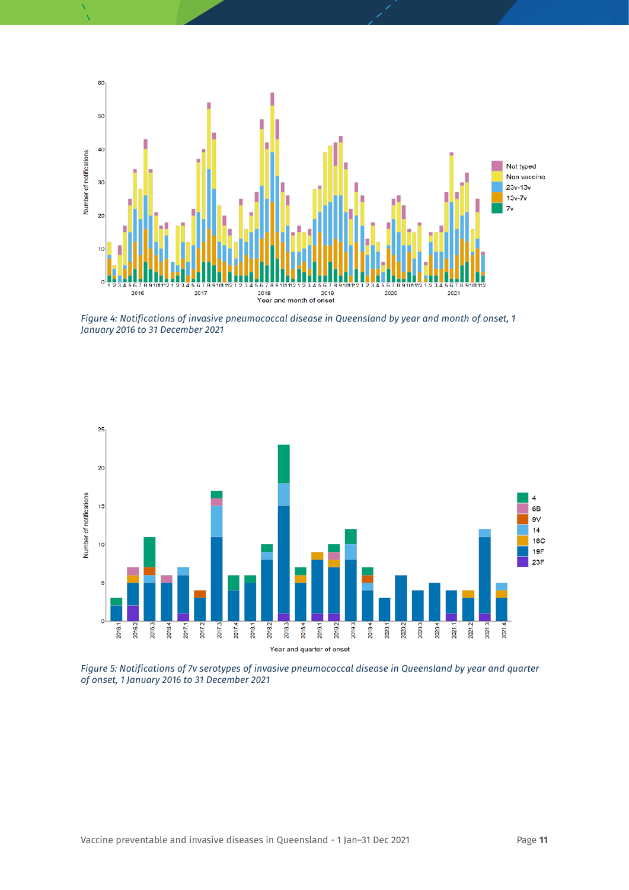*Figure 4: Notifications of invasive pneumococcal disease in Queensland by year and month of onset, 1 January 2016 to 31 December 2021*

*Figure 5: Notifications of 7v serotypes of invasive pneumococcal disease in Queensland by year and quarter of onset, 1 January 2016 to 31 December 2021*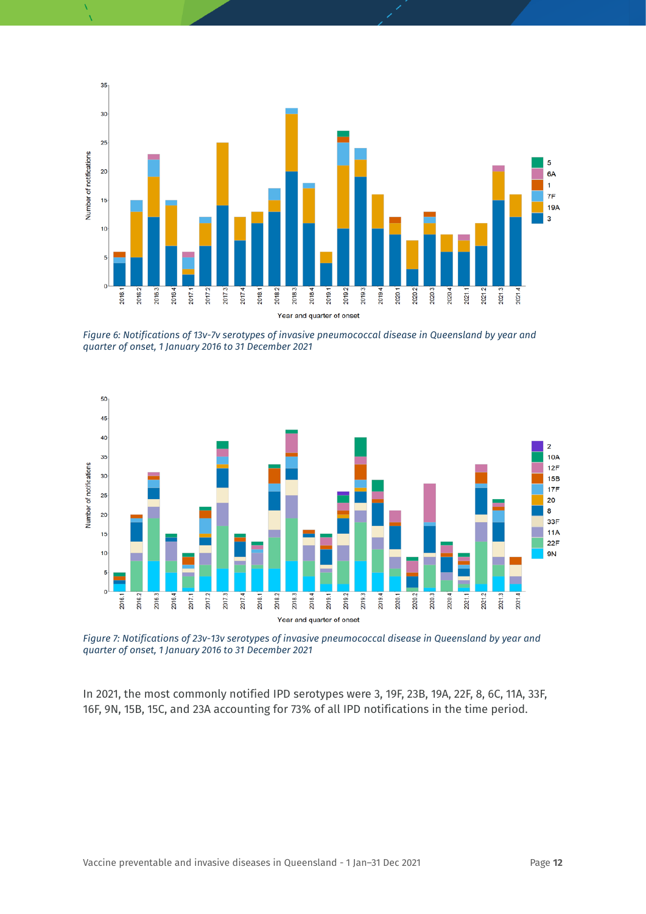*Figure 6: Notifications of 13v-7v serotypes of invasive pneumococcal disease in Queensland by year and quarter of onset, 1 January 2016 to 31 December 2021*

*Figure 7: Notifications of 23v-13v serotypes of invasive pneumococcal disease in Queensland by year and quarter of onset, 1 January 2016 to 31 December 2021*

In 2021, the most commonly notified IPD serotypes were 3, 19F, 23B, 19A, 22F, 8, 6C, 11A, 33F, 16F, 9N, 15B, 15C, and 23A accounting for 73% of all IPD notifications in the time period.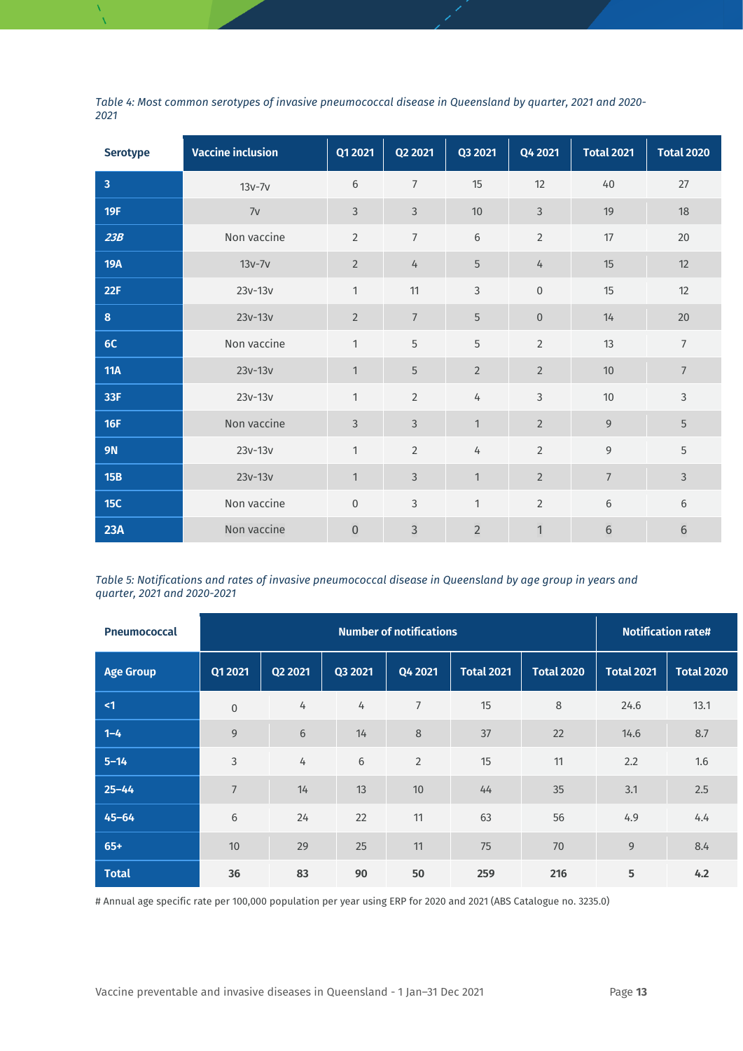*Table 4: Most common serotypes of invasive pneumococcal disease in Queensland by quarter, 2021 and 2020-2021*

| Serotype | Vaccine inclusion | Q1 2021 | Q2 2021 | Q3 2021 | Q4 2021 | Total 2021 | Total 2020 |
|---|---|---|---|---|---|---|---|
| **3** | 13v-7v | 6 | 7 | 15 | 12 | 40 | 27 |
| **19F** | 7v | 3 | 3 | 10 | 3 | 19 | 18 |
| ***23B*** | Non vaccine | 2 | 7 | 6 | 2 | 17 | 20 |
| **19A** | 13v-7v | 2 | 4 | 5 | 4 | 15 | 12 |
| **22F** | 23v-13v | 1 | 11 | 3 | 0 | 15 | 12 |
| **8** | 23v-13v | 2 | 7 | 5 | 0 | 14 | 20 |
| **6C** | Non vaccine | 1 | 5 | 5 | 2 | 13 | 7 |
| **11A** | 23v-13v | 1 | 5 | 2 | 2 | 10 | 7 |
| **33F** | 23v-13v | 1 | 2 | 4 | 3 | 10 | 3 |
| **16F** | Non vaccine | 3 | 3 | 1 | 2 | 9 | 5 |
| **9N** | 23v-13v | 1 | 2 | 4 | 2 | 9 | 5 |
| **15B** | 23v-13v | 1 | 3 | 1 | 2 | 7 | 3 |
| **15C** | Non vaccine | 0 | 3 | 1 | 2 | 6 | 6 |
| **23A** | Non vaccine | 0 | 3 | 2 | 1 | 6 | 6 |

*Table 5: Notifications and rates of invasive pneumococcal disease in Queensland by age group in years and quarter, 2021 and 2020-2021*

| Pneumococcal | Number of notifications | | | | | | Notification rate# | |
|---|---|---|---|---|---|---|---|---|
| **Age Group** | **Q1 2021** | **Q2 2021** | **Q3 2021** | **Q4 2021** | **Total 2021** | **Total 2020** | **Total 2021** | **Total 2020** |
| **<1** | 0 | 4 | 4 | 7 | 15 | 8 | 24.6 | 13.1 |
| **1–4** | 9 | 6 | 14 | 8 | 37 | 22 | 14.6 | 8.7 |
| **5–14** | 3 | 4 | 6 | 2 | 15 | 11 | 2.2 | 1.6 |
| **25–44** | 7 | 14 | 13 | 10 | 44 | 35 | 3.1 | 2.5 |
| **45–64** | 6 | 24 | 22 | 11 | 63 | 56 | 4.9 | 4.4 |
| **65+** | 10 | 29 | 25 | 11 | 75 | 70 | 9 | 8.4 |
| **Total** | **36** | **83** | **90** | **50** | **259** | **216** | **5** | **4.2** |

# Annual age specific rate per 100,000 population per year using ERP for 2020 and 2021 (ABS Catalogue no. 3235.0)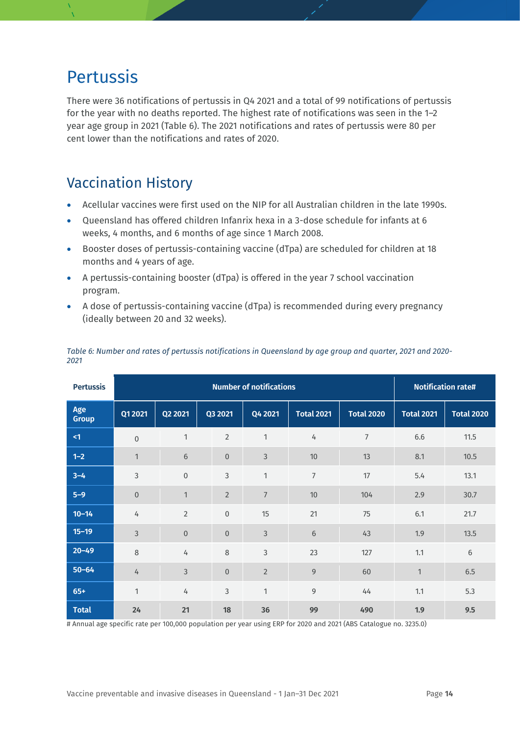# Pertussis

There were 36 notifications of pertussis in Q4 2021 and a total of 99 notifications of pertussis for the year with no deaths reported. The highest rate of notifications was seen in the 1–2 year age group in 2021 (Table 6). The 2021 notifications and rates of pertussis were 80 per cent lower than the notifications and rates of 2020.

## Vaccination History

- Acellular vaccines were first used on the NIP for all Australian children in the late 1990s.
- Queensland has offered children Infanrix hexa in a 3-dose schedule for infants at 6 weeks, 4 months, and 6 months of age since 1 March 2008.
- Booster doses of pertussis-containing vaccine (dTpa) are scheduled for children at 18 months and 4 years of age.
- A pertussis-containing booster (dTpa) is offered in the year 7 school vaccination program.
- A dose of pertussis-containing vaccine (dTpa) is recommended during every pregnancy (ideally between 20 and 32 weeks).

*Table 6: Number and rates of pertussis notifications in Queensland by age group and quarter, 2021 and 2020-2021*

| Pertussis | Number of notifications | | | | | | Notification rate# | |
|---|---|---|---|---|---|---|---|---|
| **Age Group** | **Q1 2021** | **Q2 2021** | **Q3 2021** | **Q4 2021** | **Total 2021** | **Total 2020** | **Total 2021** | **Total 2020** |
| <1 | 0 | 1 | 2 | 1 | 4 | 7 | 6.6 | 11.5 |
| 1–2 | 1 | 6 | 0 | 3 | 10 | 13 | 8.1 | 10.5 |
| 3–4 | 3 | 0 | 3 | 1 | 7 | 17 | 5.4 | 13.1 |
| 5–9 | 0 | 1 | 2 | 7 | 10 | 104 | 2.9 | 30.7 |
| 10–14 | 4 | 2 | 0 | 15 | 21 | 75 | 6.1 | 21.7 |
| 15–19 | 3 | 0 | 0 | 3 | 6 | 43 | 1.9 | 13.5 |
| 20–49 | 8 | 4 | 8 | 3 | 23 | 127 | 1.1 | 6 |
| 50–64 | 4 | 3 | 0 | 2 | 9 | 60 | 1 | 6.5 |
| 65+ | 1 | 4 | 3 | 1 | 9 | 44 | 1.1 | 5.3 |
| **Total** | **24** | **21** | **18** | **36** | **99** | **490** | **1.9** | **9.5** |

# Annual age specific rate per 100,000 population per year using ERP for 2020 and 2021 (ABS Catalogue no. 3235.0)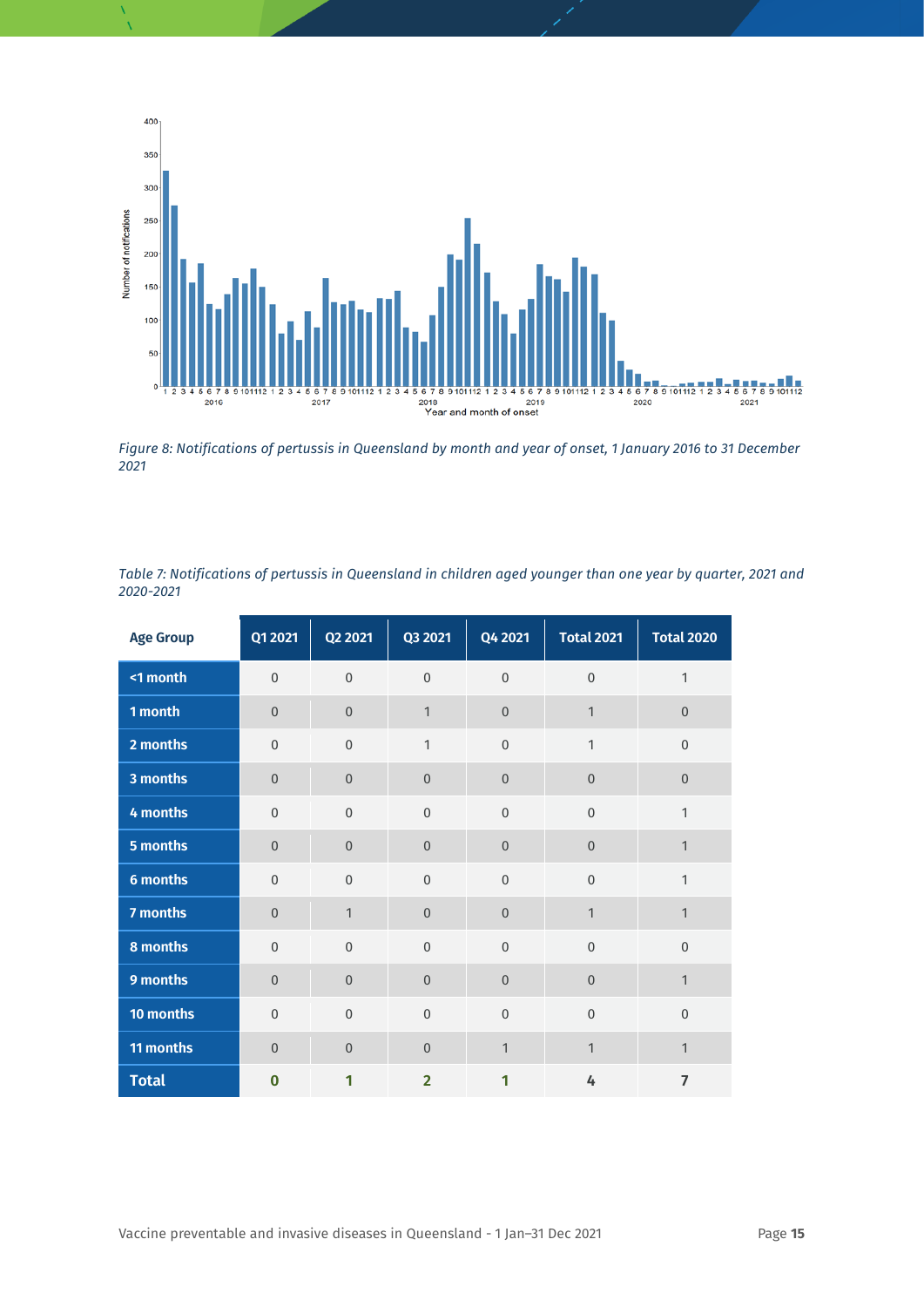*Figure 8: Notifications of pertussis in Queensland by month and year of onset, 1 January 2016 to 31 December 2021*

*Table 7: Notifications of pertussis in Queensland in children aged younger than one year by quarter, 2021 and 2020-2021*

| Age Group | Q1 2021 | Q2 2021 | Q3 2021 | Q4 2021 | Total 2021 | Total 2020 |
|---|---|---|---|---|---|---|
| <1 month | 0 | 0 | 0 | 0 | 0 | 1 |
| 1 month | 0 | 0 | 1 | 0 | 1 | 0 |
| 2 months | 0 | 0 | 1 | 0 | 1 | 0 |
| 3 months | 0 | 0 | 0 | 0 | 0 | 0 |
| 4 months | 0 | 0 | 0 | 0 | 0 | 1 |
| 5 months | 0 | 0 | 0 | 0 | 0 | 1 |
| 6 months | 0 | 0 | 0 | 0 | 0 | 1 |
| 7 months | 0 | 1 | 0 | 0 | 1 | 1 |
| 8 months | 0 | 0 | 0 | 0 | 0 | 0 |
| 9 months | 0 | 0 | 0 | 0 | 0 | 1 |
| 10 months | 0 | 0 | 0 | 0 | 0 | 0 |
| 11 months | 0 | 0 | 0 | 1 | 1 | 1 |
| **Total** | **0** | **1** | **2** | **1** | **4** | **7** |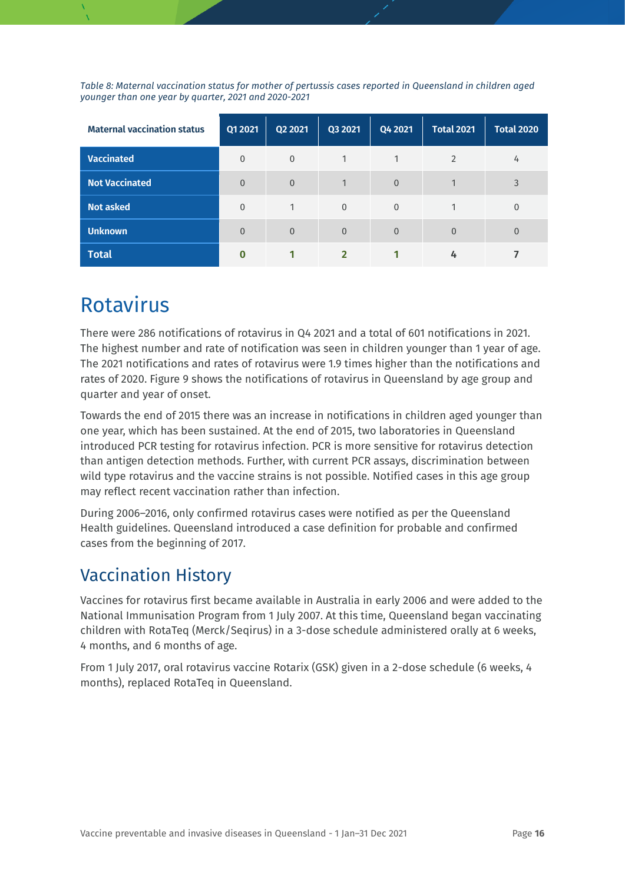*Table 8: Maternal vaccination status for mother of pertussis cases reported in Queensland in children aged younger than one year by quarter, 2021 and 2020-2021*

| Maternal vaccination status | Q1 2021 | Q2 2021 | Q3 2021 | Q4 2021 | Total 2021 | Total 2020 |
|---|---|---|---|---|---|---|
| Vaccinated | 0 | 0 | 1 | 1 | 2 | 4 |
| Not Vaccinated | 0 | 0 | 1 | 0 | 1 | 3 |
| Not asked | 0 | 1 | 0 | 0 | 1 | 0 |
| Unknown | 0 | 0 | 0 | 0 | 0 | 0 |
| **Total** | **0** | **1** | **2** | **1** | **4** | **7** |

# Rotavirus

There were 286 notifications of rotavirus in Q4 2021 and a total of 601 notifications in 2021. The highest number and rate of notification was seen in children younger than 1 year of age. The 2021 notifications and rates of rotavirus were 1.9 times higher than the notifications and rates of 2020. Figure 9 shows the notifications of rotavirus in Queensland by age group and quarter and year of onset.

Towards the end of 2015 there was an increase in notifications in children aged younger than one year, which has been sustained. At the end of 2015, two laboratories in Queensland introduced PCR testing for rotavirus infection. PCR is more sensitive for rotavirus detection than antigen detection methods. Further, with current PCR assays, discrimination between wild type rotavirus and the vaccine strains is not possible. Notified cases in this age group may reflect recent vaccination rather than infection.

During 2006–2016, only confirmed rotavirus cases were notified as per the Queensland Health guidelines. Queensland introduced a case definition for probable and confirmed cases from the beginning of 2017.

## Vaccination History

Vaccines for rotavirus first became available in Australia in early 2006 and were added to the National Immunisation Program from 1 July 2007. At this time, Queensland began vaccinating children with RotaTeq (Merck/Seqirus) in a 3-dose schedule administered orally at 6 weeks, 4 months, and 6 months of age.

From 1 July 2017, oral rotavirus vaccine Rotarix (GSK) given in a 2-dose schedule (6 weeks, 4 months), replaced RotaTeq in Queensland.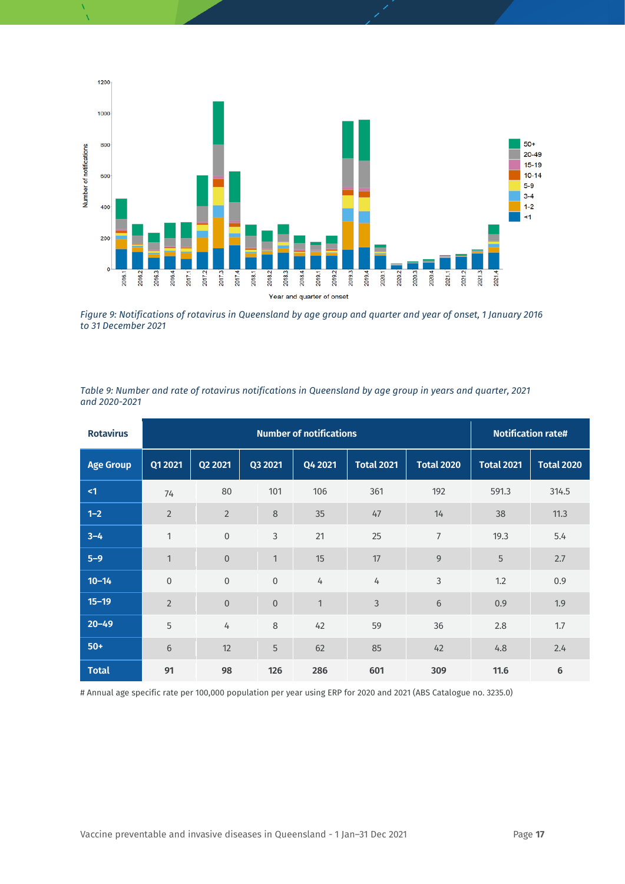*Figure 9: Notifications of rotavirus in Queensland by age group and quarter and year of onset, 1 January 2016 to 31 December 2021*

*Table 9: Number and rate of rotavirus notifications in Queensland by age group in years and quarter, 2021 and 2020-2021*

| Rotavirus | Number of notifications | | | | | | Notification rate# | |
|---|---|---|---|---|---|---|---|---|
| **Age Group** | **Q1 2021** | **Q2 2021** | **Q3 2021** | **Q4 2021** | **Total 2021** | **Total 2020** | **Total 2021** | **Total 2020** |
| **<1** | 74 | 80 | 101 | 106 | 361 | 192 | 591.3 | 314.5 |
| **1–2** | 2 | 2 | 8 | 35 | 47 | 14 | 38 | 11.3 |
| **3–4** | 1 | 0 | 3 | 21 | 25 | 7 | 19.3 | 5.4 |
| **5–9** | 1 | 0 | 1 | 15 | 17 | 9 | 5 | 2.7 |
| **10–14** | 0 | 0 | 0 | 4 | 4 | 3 | 1.2 | 0.9 |
| **15–19** | 2 | 0 | 0 | 1 | 3 | 6 | 0.9 | 1.9 |
| **20–49** | 5 | 4 | 8 | 42 | 59 | 36 | 2.8 | 1.7 |
| **50+** | 6 | 12 | 5 | 62 | 85 | 42 | 4.8 | 2.4 |
| **Total** | **91** | **98** | **126** | **286** | **601** | **309** | **11.6** | **6** |

# Annual age specific rate per 100,000 population per year using ERP for 2020 and 2021 (ABS Catalogue no. 3235.0)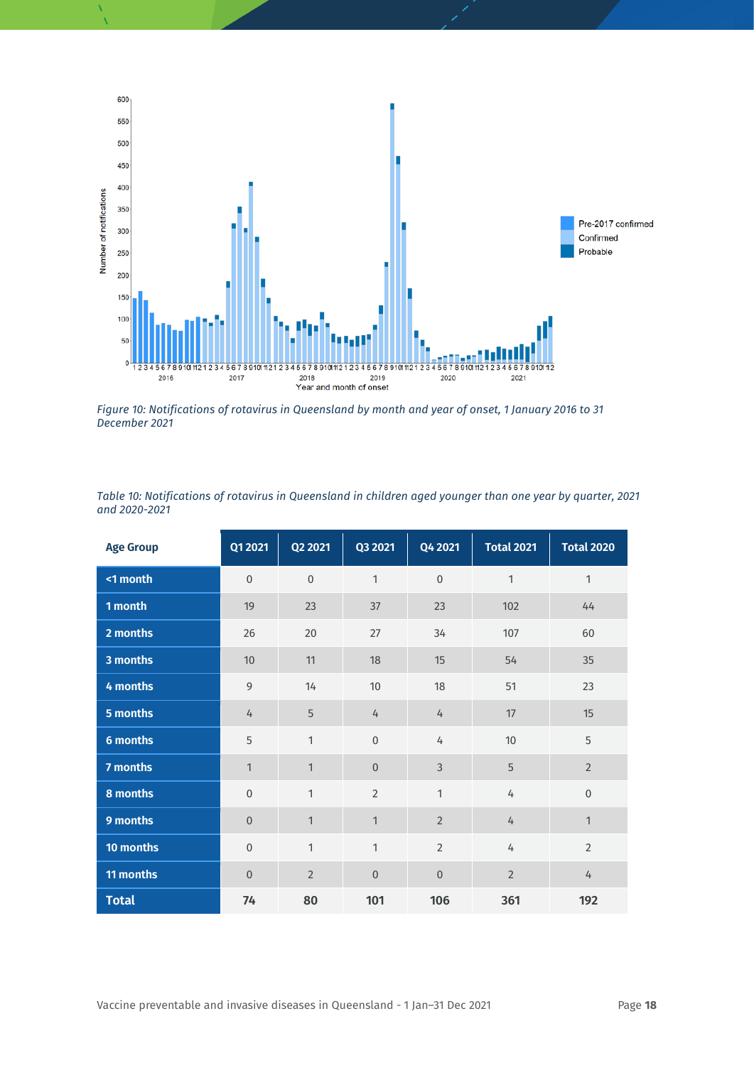*Figure 10: Notifications of rotavirus in Queensland by month and year of onset, 1 January 2016 to 31 December 2021*

*Table 10: Notifications of rotavirus in Queensland in children aged younger than one year by quarter, 2021 and 2020-2021*

| Age Group | Q1 2021 | Q2 2021 | Q3 2021 | Q4 2021 | Total 2021 | Total 2020 |
|---|---|---|---|---|---|---|
| <1 month | 0 | 0 | 1 | 0 | 1 | 1 |
| 1 month | 19 | 23 | 37 | 23 | 102 | 44 |
| 2 months | 26 | 20 | 27 | 34 | 107 | 60 |
| 3 months | 10 | 11 | 18 | 15 | 54 | 35 |
| 4 months | 9 | 14 | 10 | 18 | 51 | 23 |
| 5 months | 4 | 5 | 4 | 4 | 17 | 15 |
| 6 months | 5 | 1 | 0 | 4 | 10 | 5 |
| 7 months | 1 | 1 | 0 | 3 | 5 | 2 |
| 8 months | 0 | 1 | 2 | 1 | 4 | 0 |
| 9 months | 0 | 1 | 1 | 2 | 4 | 1 |
| 10 months | 0 | 1 | 1 | 2 | 4 | 2 |
| 11 months | 0 | 2 | 0 | 0 | 2 | 4 |
| **Total** | **74** | **80** | **101** | **106** | **361** | **192** |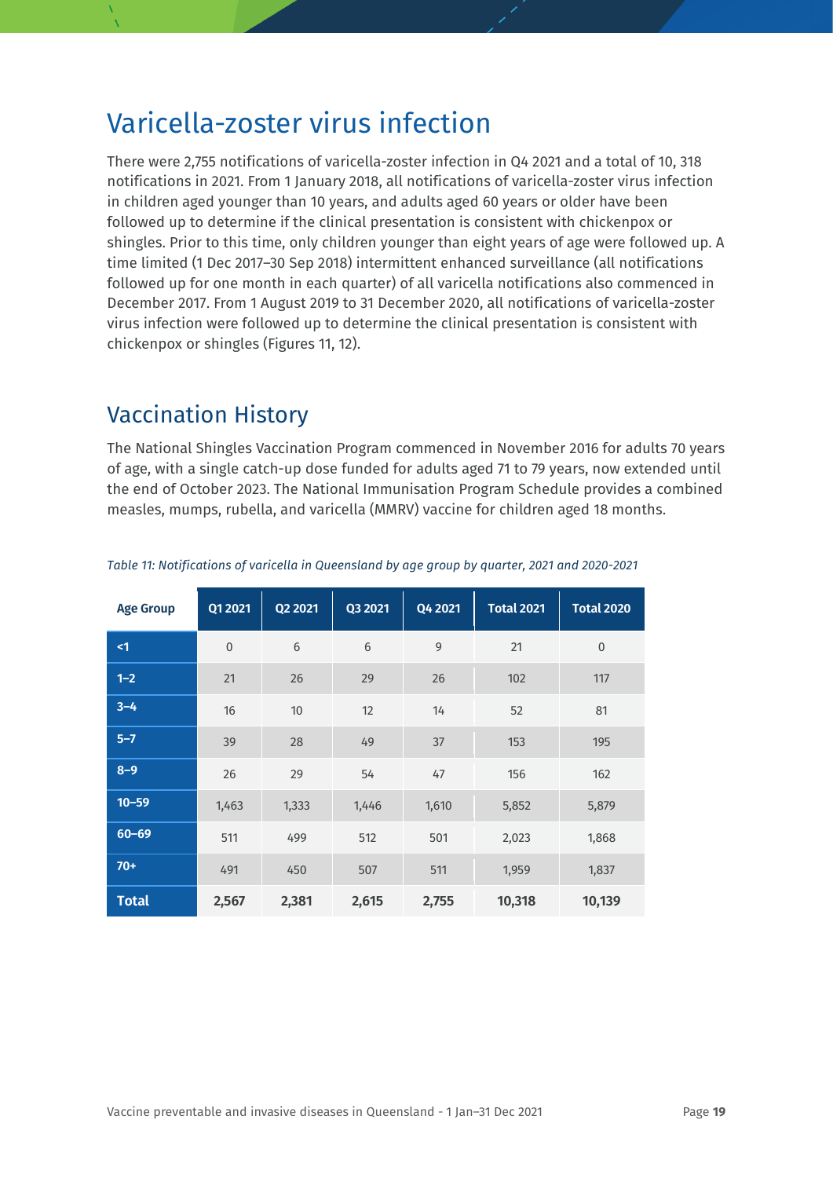# Varicella-zoster virus infection

There were 2,755 notifications of varicella-zoster infection in Q4 2021 and a total of 10, 318 notifications in 2021. From 1 January 2018, all notifications of varicella-zoster virus infection in children aged younger than 10 years, and adults aged 60 years or older have been followed up to determine if the clinical presentation is consistent with chickenpox or shingles. Prior to this time, only children younger than eight years of age were followed up. A time limited (1 Dec 2017–30 Sep 2018) intermittent enhanced surveillance (all notifications followed up for one month in each quarter) of all varicella notifications also commenced in December 2017. From 1 August 2019 to 31 December 2020, all notifications of varicella-zoster virus infection were followed up to determine the clinical presentation is consistent with chickenpox or shingles (Figures 11, 12).

## Vaccination History

The National Shingles Vaccination Program commenced in November 2016 for adults 70 years of age, with a single catch-up dose funded for adults aged 71 to 79 years, now extended until the end of October 2023. The National Immunisation Program Schedule provides a combined measles, mumps, rubella, and varicella (MMRV) vaccine for children aged 18 months.

*Table 11: Notifications of varicella in Queensland by age group by quarter, 2021 and 2020-2021*

| Age Group | Q1 2021 | Q2 2021 | Q3 2021 | Q4 2021 | Total 2021 | Total 2020 |
|---|---|---|---|---|---|---|
| <1 | 0 | 6 | 6 | 9 | 21 | 0 |
| 1–2 | 21 | 26 | 29 | 26 | 102 | 117 |
| 3–4 | 16 | 10 | 12 | 14 | 52 | 81 |
| 5–7 | 39 | 28 | 49 | 37 | 153 | 195 |
| 8–9 | 26 | 29 | 54 | 47 | 156 | 162 |
| 10–59 | 1,463 | 1,333 | 1,446 | 1,610 | 5,852 | 5,879 |
| 60–69 | 511 | 499 | 512 | 501 | 2,023 | 1,868 |
| 70+ | 491 | 450 | 507 | 511 | 1,959 | 1,837 |
| **Total** | **2,567** | **2,381** | **2,615** | **2,755** | **10,318** | **10,139** |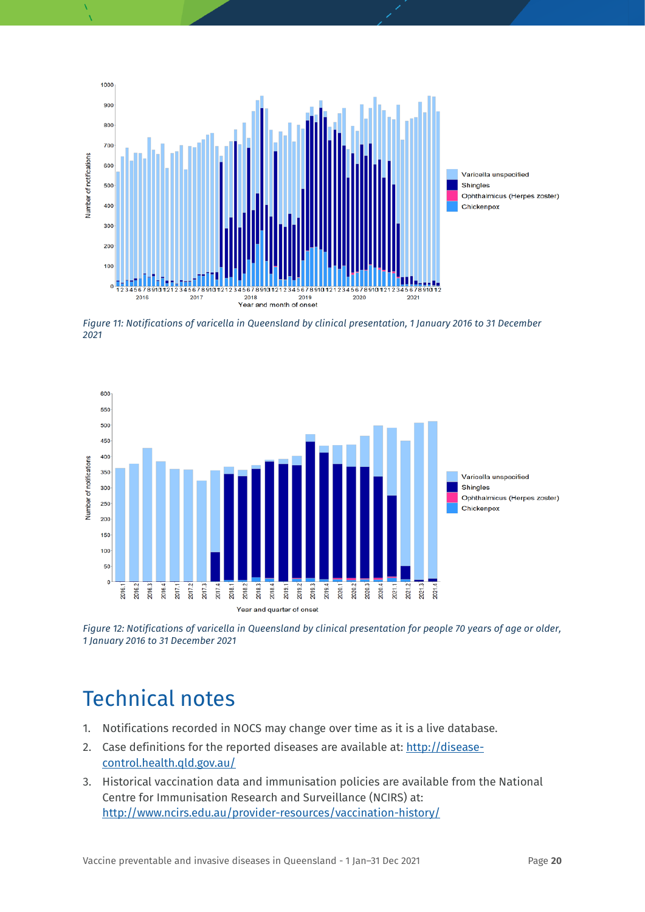1000
900
800
700
600
500
400
300
200
100
0

Number of notifications

1 2 3 4 5 6 7 8 9 10 11 12 1 2 3 4 5 6 7 8 9 10 11 12 1 2 3 4 5 6 7 8 9 10 11 12 1 2 3 4 5 6 7 8 9 10 11 12 1 2 3 4 5 6 7 8 9 10 11 12 1 2 3 4 5 6 7 8 9 10 11 12

2016 2017 2018 2019 2020 2021

Year and month of onset

Varicella unspecified
Shingles
Ophthalmicus (Herpes zoster)
Chickenpox

*Figure 11: Notifications of varicella in Queensland by clinical presentation, 1 January 2016 to 31 December 2021*

600
550
500
450
400
350
300
250
200
150
100
50
0

Number of notifications

2016.1 2016.2 2016.3 2016.4 2017.1 2017.2 2017.3 2017.4 2018.1 2018.2 2018.3 2018.4 2019.1 2019.2 2019.3 2019.4 2020.1 2020.2 2020.3 2020.4 2021.1 2021.2 2021.3 2021.4

Year and quarter of onset

Varicella unspecified
Shingles
Ophthalmicus (Herpes zoster)
Chickenpox

*Figure 12: Notifications of varicella in Queensland by clinical presentation for people 70 years of age or older, 1 January 2016 to 31 December 2021*

# Technical notes

1. Notifications recorded in NOCS may change over time as it is a live database.
2. Case definitions for the reported diseases are available at: http://disease-control.health.qld.gov.au/
3. Historical vaccination data and immunisation policies are available from the National Centre for Immunisation Research and Surveillance (NCIRS) at: http://www.ncirs.edu.au/provider-resources/vaccination-history/